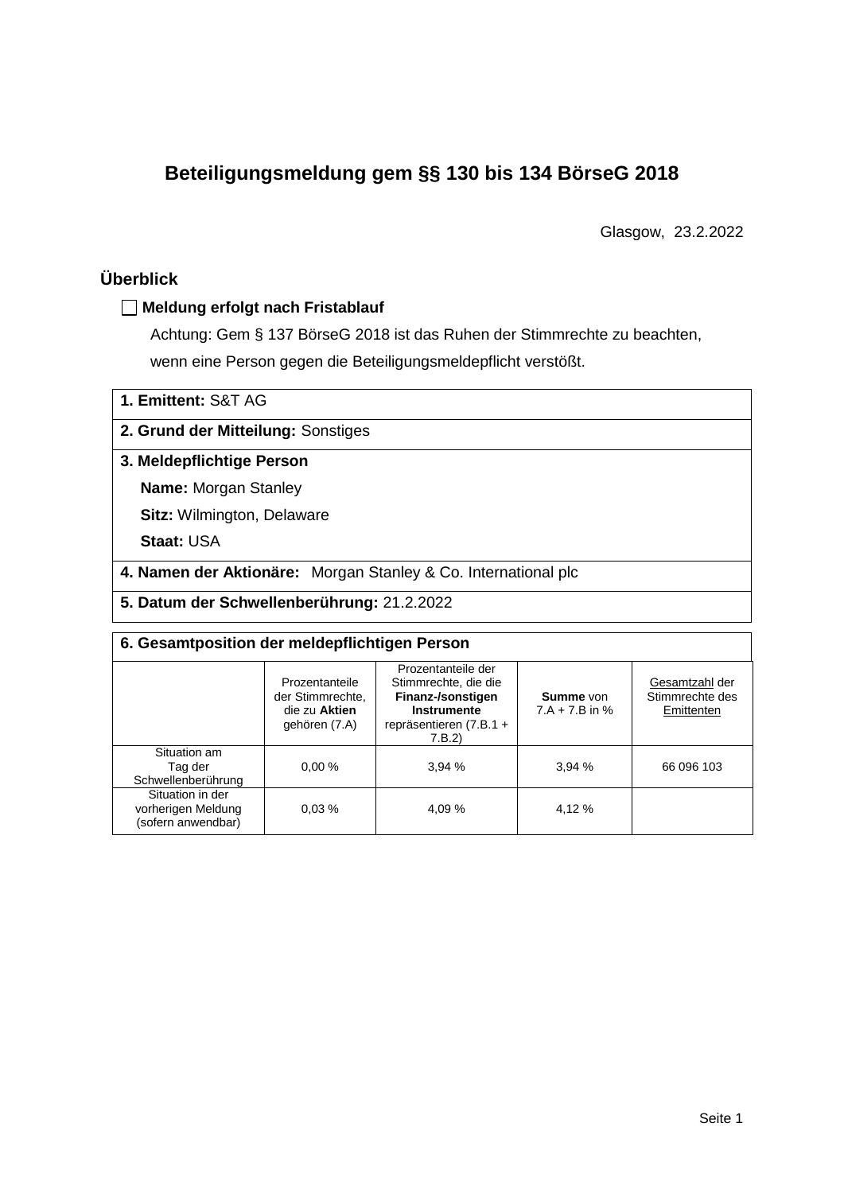# Beteiligungsmeldung gem §§ 130 bis 134 BörseG 2018

Glasgow, 23.2.2022

## Überblick

☐ **Meldung erfolgt nach Fristablauf**

Achtung: Gem § 137 BörseG 2018 ist das Ruhen der Stimmrechte zu beachten, wenn eine Person gegen die Beteiligungsmeldepflicht verstößt.

**1. Emittent:** S&T AG

**2. Grund der Mitteilung:** Sonstiges

**3. Meldepflichtige Person**

**Name:** Morgan Stanley

**Sitz:** Wilmington, Delaware

**Staat:** USA

**4. Namen der Aktionäre:** Morgan Stanley & Co. International plc

**5. Datum der Schwellenberührung:** 21.2.2022

**6. Gesamtposition der meldepflichtigen Person**

| | Prozentanteile der Stimmrechte, die zu **Aktien** gehören (7.A) | Prozentanteile der Stimmrechte, die die **Finanz-/sonstigen Instrumente** repräsentieren (7.B.1 + 7.B.2) | **Summe** von 7.A + 7.B in % | Gesamtzahl der Stimmrechte des Emittenten |
|---|---|---|---|---|
| Situation am Tag der Schwellenberührung | 0,00 % | 3,94 % | 3,94 % | 66 096 103 |
| Situation in der vorherigen Meldung (sofern anwendbar) | 0,03 % | 4,09 % | 4,12 % | |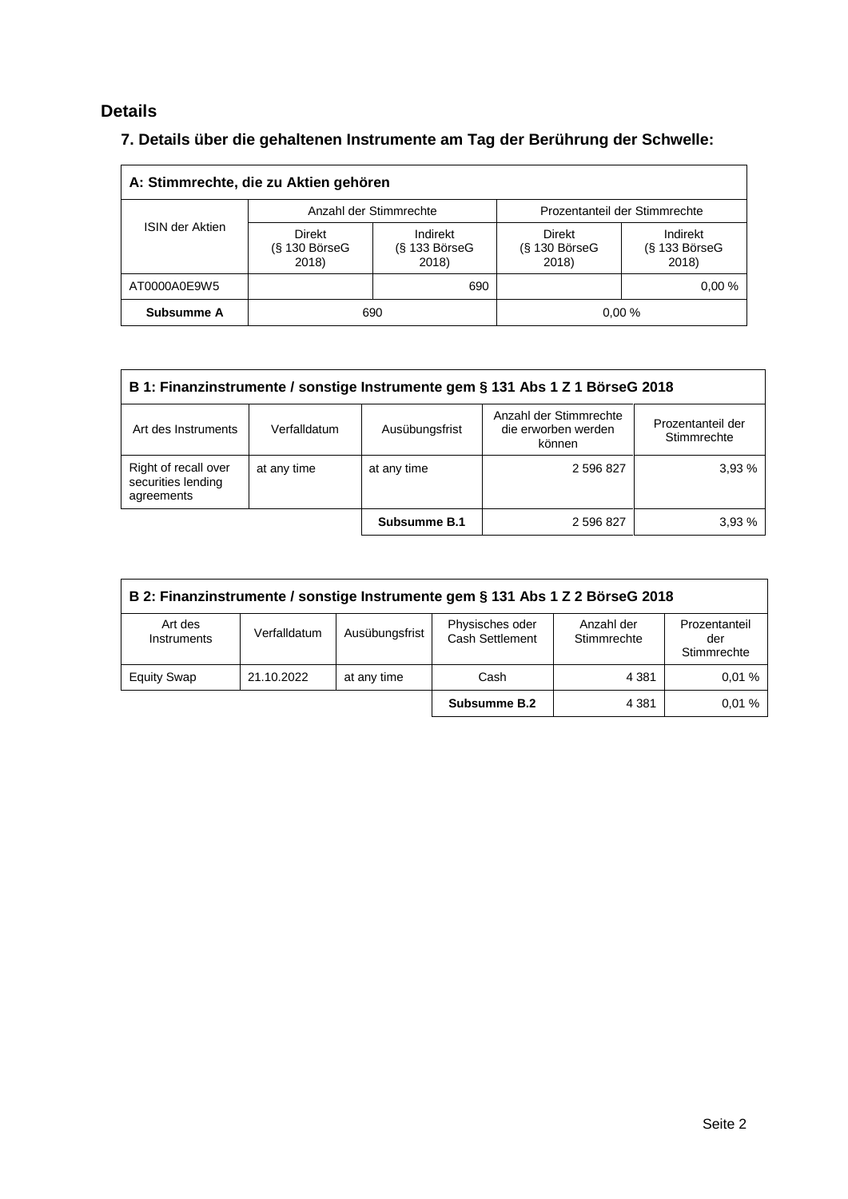## Details

### 7. Details über die gehaltenen Instrumente am Tag der Berührung der Schwelle:

| A: Stimmrechte, die zu Aktien gehören | | | | |
|---|---|---|---|---|
| ISIN der Aktien | Anzahl der Stimmrechte | | Prozentanteil der Stimmrechte | |
| | Direkt (§ 130 BörseG 2018) | Indirekt (§ 133 BörseG 2018) | Direkt (§ 130 BörseG 2018) | Indirekt (§ 133 BörseG 2018) |
| AT0000A0E9W5 | | 690 | | 0,00 % |
| **Subsumme A** | 690 | | 0,00 % | |

| B 1: Finanzinstrumente / sonstige Instrumente gem § 131 Abs 1 Z 1 BörseG 2018 | | | | |
|---|---|---|---|---|
| Art des Instruments | Verfalldatum | Ausübungsfrist | Anzahl der Stimmrechte die erworben werden können | Prozentanteil der Stimmrechte |
| Right of recall over securities lending agreements | at any time | at any time | 2 596 827 | 3,93 % |
| | | **Subsumme B.1** | 2 596 827 | 3,93 % |

| B 2: Finanzinstrumente / sonstige Instrumente gem § 131 Abs 1 Z 2 BörseG 2018 | | | | | |
|---|---|---|---|---|---|
| Art des Instruments | Verfalldatum | Ausübungsfrist | Physisches oder Cash Settlement | Anzahl der Stimmrechte | Prozentanteil der Stimmrechte |
| Equity Swap | 21.10.2022 | at any time | Cash | 4 381 | 0,01 % |
| | | | **Subsumme B.2** | 4 381 | 0,01 % |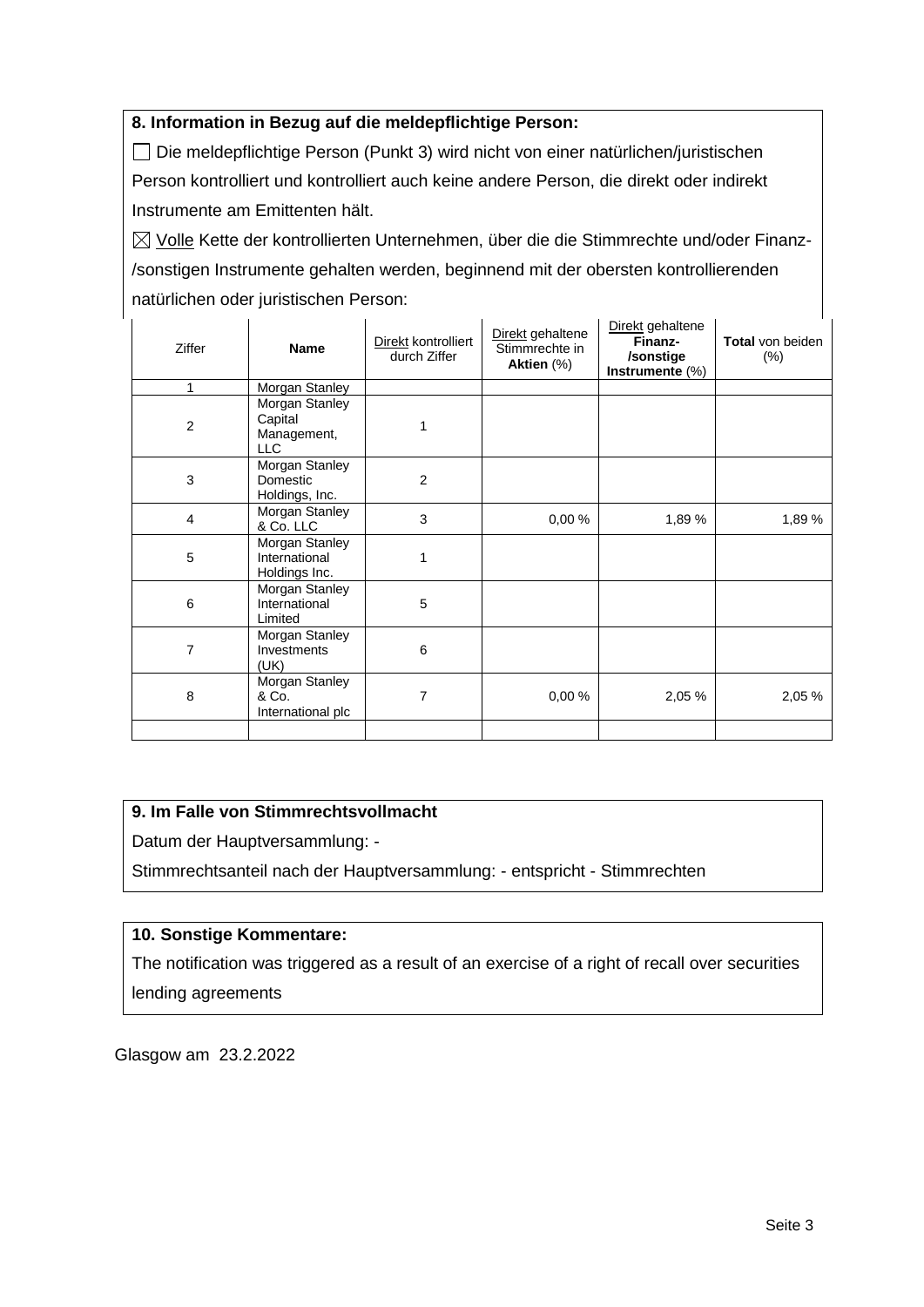### 8. Information in Bezug auf die meldepflichtige Person:

☐ Die meldepflichtige Person (Punkt 3) wird nicht von einer natürlichen/juristischen Person kontrolliert und kontrolliert auch keine andere Person, die direkt oder indirekt Instrumente am Emittenten hält.

☒ Volle Kette der kontrollierten Unternehmen, über die die Stimmrechte und/oder Finanz-/sonstigen Instrumente gehalten werden, beginnend mit der obersten kontrollierenden natürlichen oder juristischen Person:

| Ziffer | Name | Direkt kontrolliert durch Ziffer | Direkt gehaltene Stimmrechte in **Aktien** (%) | Direkt gehaltene **Finanz-/sonstige Instrumente** (%) | **Total** von beiden (%) |
|---|---|---|---|---|---|
| 1 | Morgan Stanley | | | | |
| 2 | Morgan Stanley Capital Management, LLC | 1 | | | |
| 3 | Morgan Stanley Domestic Holdings, Inc. | 2 | | | |
| 4 | Morgan Stanley & Co. LLC | 3 | 0,00 % | 1,89 % | 1,89 % |
| 5 | Morgan Stanley International Holdings Inc. | 1 | | | |
| 6 | Morgan Stanley International Limited | 5 | | | |
| 7 | Morgan Stanley Investments (UK) | 6 | | | |
| 8 | Morgan Stanley & Co. International plc | 7 | 0,00 % | 2,05 % | 2,05 % |
| | | | | | |

### 9. Im Falle von Stimmrechtsvollmacht

Datum der Hauptversammlung: -

Stimmrechtsanteil nach der Hauptversammlung: - entspricht - Stimmrechten

### 10. Sonstige Kommentare:

The notification was triggered as a result of an exercise of a right of recall over securities lending agreements

Glasgow am 23.2.2022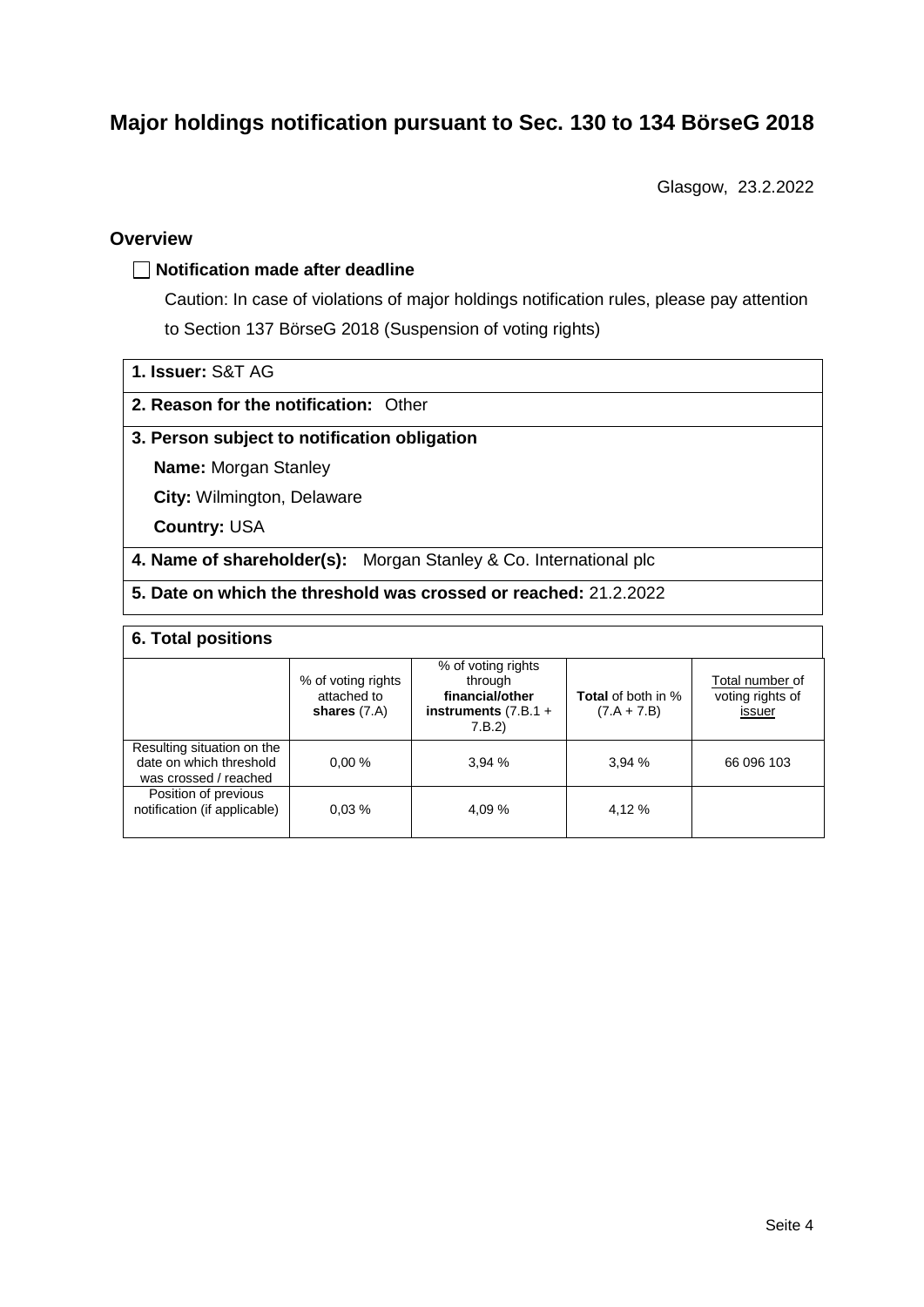# Major holdings notification pursuant to Sec. 130 to 134 BörseG 2018

Glasgow, 23.2.2022

## Overview

☐ **Notification made after deadline**

Caution: In case of violations of major holdings notification rules, please pay attention to Section 137 BörseG 2018 (Suspension of voting rights)

**1. Issuer:** S&T AG

**2. Reason for the notification:** Other

**3. Person subject to notification obligation**

**Name:** Morgan Stanley

**City:** Wilmington, Delaware

**Country:** USA

**4. Name of shareholder(s):** Morgan Stanley & Co. International plc

**5. Date on which the threshold was crossed or reached:** 21.2.2022

**6. Total positions**

| | % of voting rights attached to **shares** (7.A) | % of voting rights through **financial/other instruments** (7.B.1 + 7.B.2) | **Total** of both in % (7.A + 7.B) | Total number of voting rights of issuer |
|---|---|---|---|---|
| Resulting situation on the date on which threshold was crossed / reached | 0,00 % | 3,94 % | 3,94 % | 66 096 103 |
| Position of previous notification (if applicable) | 0,03 % | 4,09 % | 4,12 % | |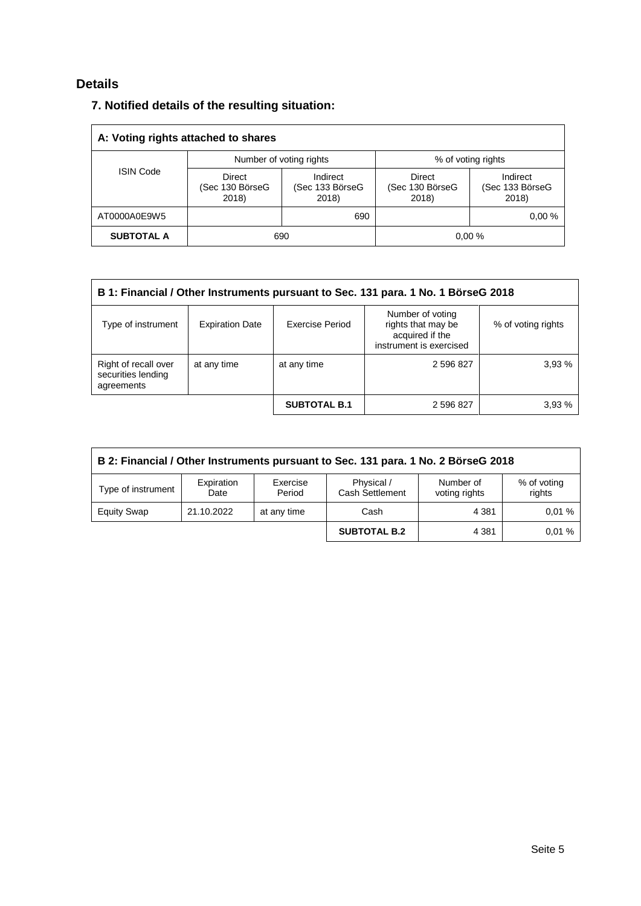## Details

### 7. Notified details of the resulting situation:

| A: Voting rights attached to shares | | | | |
|---|---|---|---|---|
| ISIN Code | Number of voting rights | | % of voting rights | |
| | Direct (Sec 130 BörseG 2018) | Indirect (Sec 133 BörseG 2018) | Direct (Sec 130 BörseG 2018) | Indirect (Sec 133 BörseG 2018) |
| AT0000A0E9W5 | | 690 | | 0,00 % |
| **SUBTOTAL A** | 690 | | 0,00 % | |

| B 1: Financial / Other Instruments pursuant to Sec. 131 para. 1 No. 1 BörseG 2018 | | | | |
|---|---|---|---|---|
| Type of instrument | Expiration Date | Exercise Period | Number of voting rights that may be acquired if the instrument is exercised | % of voting rights |
| Right of recall over securities lending agreements | at any time | at any time | 2 596 827 | 3,93 % |
| | | **SUBTOTAL B.1** | 2 596 827 | 3,93 % |

| B 2: Financial / Other Instruments pursuant to Sec. 131 para. 1 No. 2 BörseG 2018 | | | | | |
|---|---|---|---|---|---|
| Type of instrument | Expiration Date | Exercise Period | Physical / Cash Settlement | Number of voting rights | % of voting rights |
| Equity Swap | 21.10.2022 | at any time | Cash | 4 381 | 0,01 % |
| | | | **SUBTOTAL B.2** | 4 381 | 0,01 % |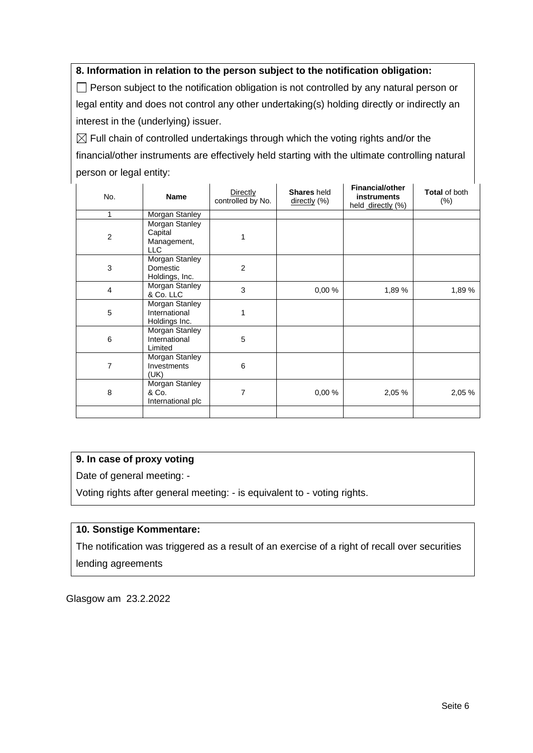**8. Information in relation to the person subject to the notification obligation:**

☐ Person subject to the notification obligation is not controlled by any natural person or legal entity and does not control any other undertaking(s) holding directly or indirectly an interest in the (underlying) issuer.

☒ Full chain of controlled undertakings through which the voting rights and/or the financial/other instruments are effectively held starting with the ultimate controlling natural person or legal entity:

| No. | Name | Directly controlled by No. | Shares held directly (%) | Financial/other instruments held directly (%) | Total of both (%) |
|---|---|---|---|---|---|
| 1 | Morgan Stanley | | | | |
| 2 | Morgan Stanley Capital Management, LLC | 1 | | | |
| 3 | Morgan Stanley Domestic Holdings, Inc. | 2 | | | |
| 4 | Morgan Stanley & Co. LLC | 3 | 0,00 % | 1,89 % | 1,89 % |
| 5 | Morgan Stanley International Holdings Inc. | 1 | | | |
| 6 | Morgan Stanley International Limited | 5 | | | |
| 7 | Morgan Stanley Investments (UK) | 6 | | | |
| 8 | Morgan Stanley & Co. International plc | 7 | 0,00 % | 2,05 % | 2,05 % |
| | | | | | |

**9. In case of proxy voting**

Date of general meeting: -

Voting rights after general meeting: - is equivalent to - voting rights.

**10. Sonstige Kommentare:**

The notification was triggered as a result of an exercise of a right of recall over securities lending agreements

Glasgow am 23.2.2022